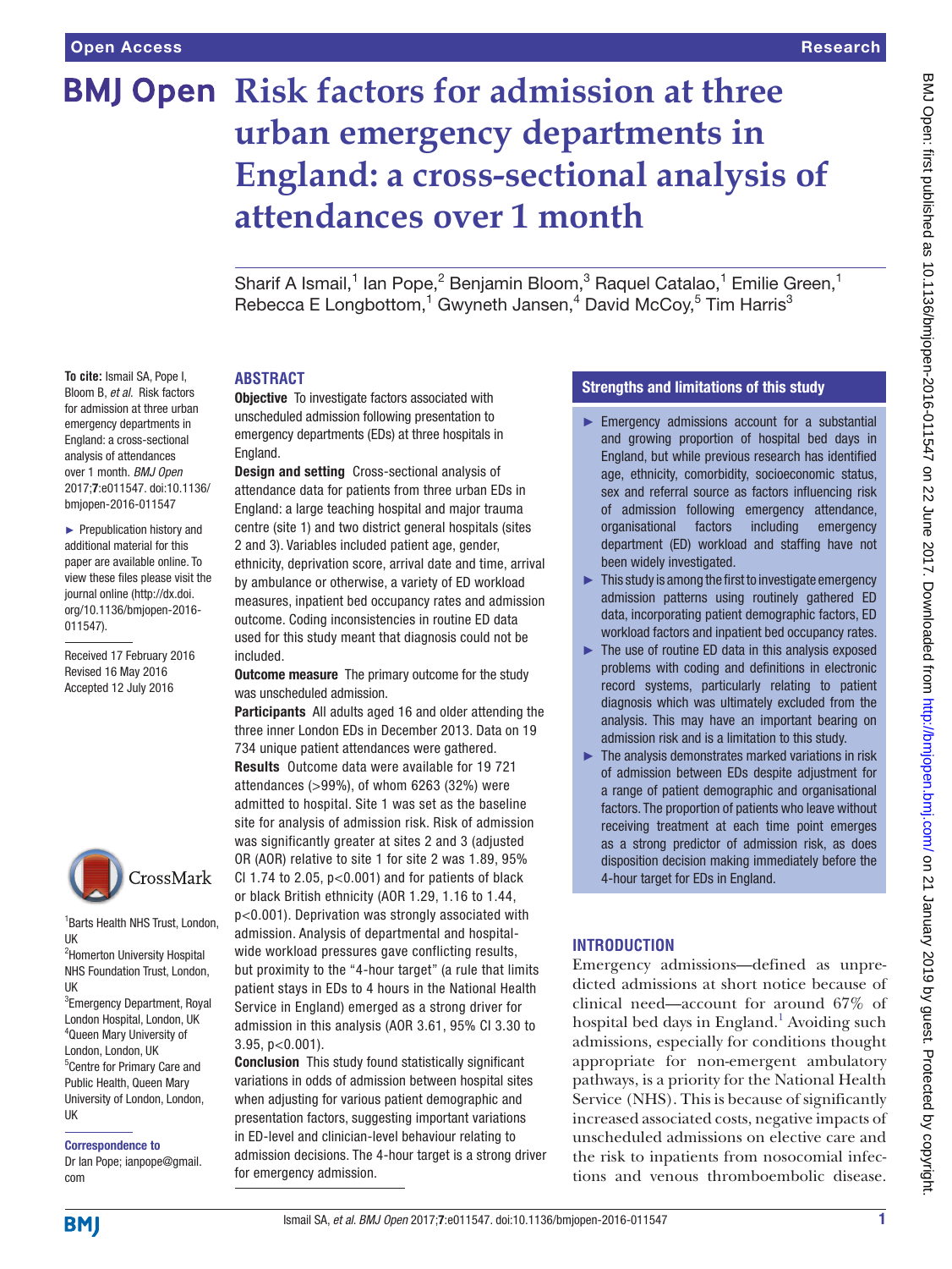Open Access | Research

# Risk factors for admission at three urban emergency departments in England: a cross-sectional analysis of attendances over 1 month

Sharif A Ismail,[1] Ian Pope,[2] Benjamin Bloom,[3] Raquel Catalao,[1] Emilie Green,[1] Rebecca E Longbottom,[1] Gwyneth Jansen,[4] David McCoy,[5] Tim Harris[3]

**To cite:** Ismail SA, Pope I, Bloom B, *et al*. Risk factors for admission at three urban emergency departments in England: a cross-sectional analysis of attendances over 1 month. *BMJ Open* 2017;**7**:e011547. doi:10.1136/bmjopen-2016-011547

► Prepublication history and additional material for this paper are available online. To view these files please visit the journal online (http://dx.doi.org/10.1136/bmjopen-2016-011547).

Received 17 February 2016
Revised 16 May 2016
Accepted 12 July 2016

[1]Barts Health NHS Trust, London, UK
[2]Homerton University Hospital NHS Foundation Trust, London, UK
[3]Emergency Department, Royal London Hospital, London, UK
[4]Queen Mary University of London, London, UK
[5]Centre for Primary Care and Public Health, Queen Mary University of London, London, UK

**Correspondence to**
Dr Ian Pope; ianpope@gmail.com

## ABSTRACT

**Objective** To investigate factors associated with unscheduled admission following presentation to emergency departments (EDs) at three hospitals in England.

**Design and setting** Cross-sectional analysis of attendance data for patients from three urban EDs in England: a large teaching hospital and major trauma centre (site 1) and two district general hospitals (sites 2 and 3). Variables included patient age, gender, ethnicity, deprivation score, arrival date and time, arrival by ambulance or otherwise, a variety of ED workload measures, inpatient bed occupancy rates and admission outcome. Coding inconsistencies in routine ED data used for this study meant that diagnosis could not be included.

**Outcome measure** The primary outcome for the study was unscheduled admission.

**Participants** All adults aged 16 and older attending the three inner London EDs in December 2013. Data on 19 734 unique patient attendances were gathered.

**Results** Outcome data were available for 19 721 attendances (>99%), of whom 6263 (32%) were admitted to hospital. Site 1 was set as the baseline site for analysis of admission risk. Risk of admission was significantly greater at sites 2 and 3 (adjusted OR (AOR) relative to site 1 for site 2 was 1.89, 95% CI 1.74 to 2.05, p<0.001) and for patients of black or black British ethnicity (AOR 1.29, 1.16 to 1.44, p<0.001). Deprivation was strongly associated with admission. Analysis of departmental and hospital-wide workload pressures gave conflicting results, but proximity to the "4-hour target" (a rule that limits patient stays in EDs to 4 hours in the National Health Service in England) emerged as a strong driver for admission in this analysis (AOR 3.61, 95% CI 3.30 to 3.95, p<0.001).

**Conclusion** This study found statistically significant variations in odds of admission between hospital sites when adjusting for various patient demographic and presentation factors, suggesting important variations in ED-level and clinician-level behaviour relating to admission decisions. The 4-hour target is a strong driver for emergency admission.

## Strengths and limitations of this study

- ► Emergency admissions account for a substantial and growing proportion of hospital bed days in England, but while previous research has identified age, ethnicity, comorbidity, socioeconomic status, sex and referral source as factors influencing risk of admission following emergency attendance, organisational factors including emergency department (ED) workload and staffing have not been widely investigated.
- ► This study is among the first to investigate emergency admission patterns using routinely gathered ED data, incorporating patient demographic factors, ED workload factors and inpatient bed occupancy rates.
- ► The use of routine ED data in this analysis exposed problems with coding and definitions in electronic record systems, particularly relating to patient diagnosis which was ultimately excluded from the analysis. This may have an important bearing on admission risk and is a limitation to this study.
- ► The analysis demonstrates marked variations in risk of admission between EDs despite adjustment for a range of patient demographic and organisational factors. The proportion of patients who leave without receiving treatment at each time point emerges as a strong predictor of admission risk, as does disposition decision making immediately before the 4-hour target for EDs in England.

## INTRODUCTION

Emergency admissions—defined as unpredicted admissions at short notice because of clinical need—account for around 67% of hospital bed days in England.[1] Avoiding such admissions, especially for conditions thought appropriate for non-emergent ambulatory pathways, is a priority for the National Health Service (NHS). This is because of significantly increased associated costs, negative impacts of unscheduled admissions on elective care and the risk to inpatients from nosocomial infections and venous thromboembolic disease.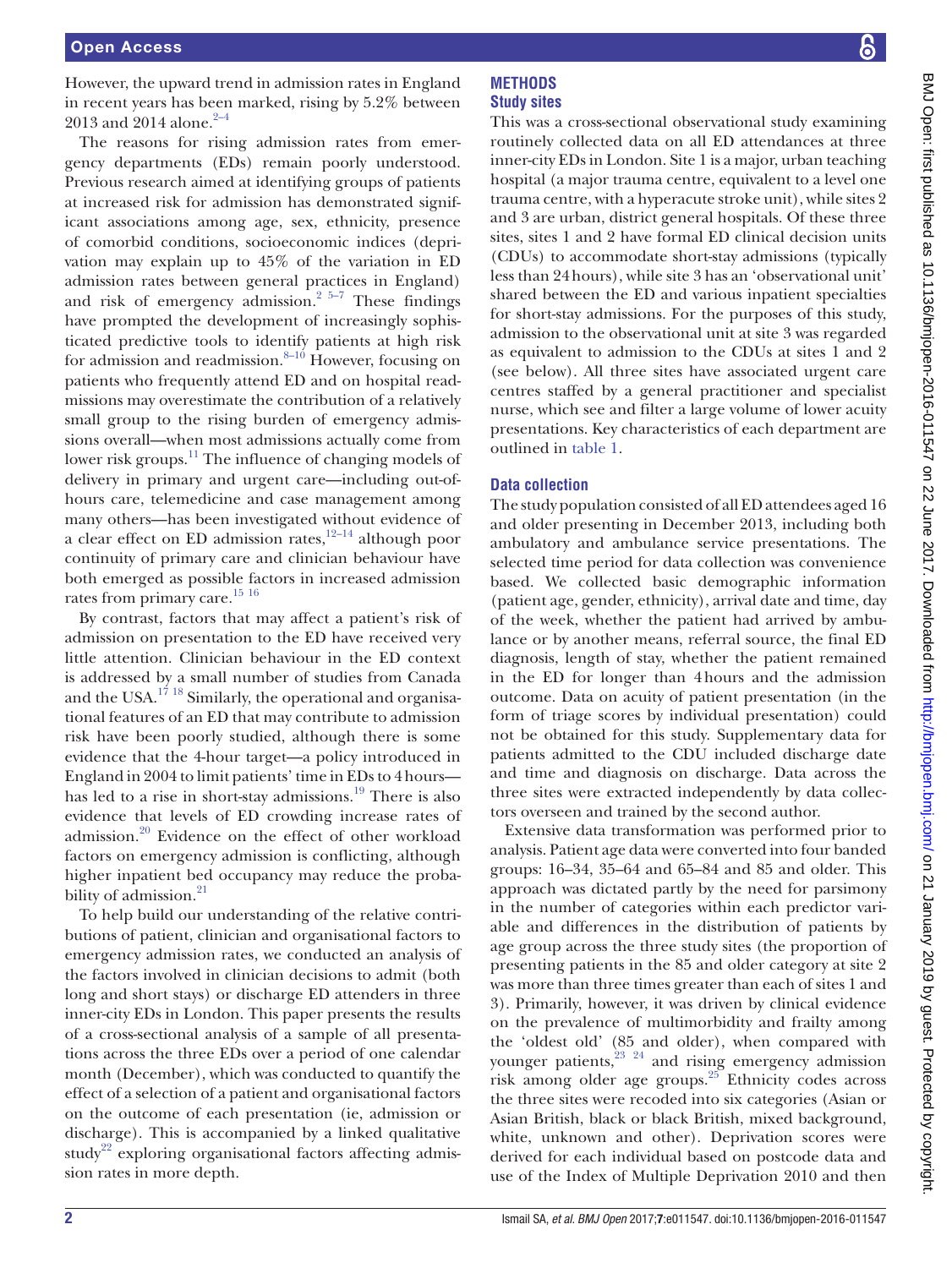However, the upward trend in admission rates in England in recent years has been marked, rising by 5.2% between 2013 and 2014 alone.[2–4]

The reasons for rising admission rates from emergency departments (EDs) remain poorly understood. Previous research aimed at identifying groups of patients at increased risk for admission has demonstrated significant associations among age, sex, ethnicity, presence of comorbid conditions, socioeconomic indices (deprivation may explain up to 45% of the variation in ED admission rates between general practices in England) and risk of emergency admission.[2 5–7] These findings have prompted the development of increasingly sophisticated predictive tools to identify patients at high risk for admission and readmission.[8–10] However, focusing on patients who frequently attend ED and on hospital readmissions may overestimate the contribution of a relatively small group to the rising burden of emergency admissions overall—when most admissions actually come from lower risk groups.[11] The influence of changing models of delivery in primary and urgent care—including out-of-hours care, telemedicine and case management among many others—has been investigated without evidence of a clear effect on ED admission rates,[12–14] although poor continuity of primary care and clinician behaviour have both emerged as possible factors in increased admission rates from primary care.[15 16]

By contrast, factors that may affect a patient's risk of admission on presentation to the ED have received very little attention. Clinician behaviour in the ED context is addressed by a small number of studies from Canada and the USA.[17 18] Similarly, the operational and organisational features of an ED that may contribute to admission risk have been poorly studied, although there is some evidence that the 4-hour target—a policy introduced in England in 2004 to limit patients' time in EDs to 4 hours—has led to a rise in short-stay admissions.[19] There is also evidence that levels of ED crowding increase rates of admission.[20] Evidence on the effect of other workload factors on emergency admission is conflicting, although higher inpatient bed occupancy may reduce the probability of admission.[21]

To help build our understanding of the relative contributions of patient, clinician and organisational factors to emergency admission rates, we conducted an analysis of the factors involved in clinician decisions to admit (both long and short stays) or discharge ED attenders in three inner-city EDs in London. This paper presents the results of a cross-sectional analysis of a sample of all presentations across the three EDs over a period of one calendar month (December), which was conducted to quantify the effect of a selection of a patient and organisational factors on the outcome of each presentation (ie, admission or discharge). This is accompanied by a linked qualitative study[22] exploring organisational factors affecting admission rates in more depth.

# METHODS

## Study sites

This was a cross-sectional observational study examining routinely collected data on all ED attendances at three inner-city EDs in London. Site 1 is a major, urban teaching hospital (a major trauma centre, equivalent to a level one trauma centre, with a hyperacute stroke unit), while sites 2 and 3 are urban, district general hospitals. Of these three sites, sites 1 and 2 have formal ED clinical decision units (CDUs) to accommodate short-stay admissions (typically less than 24 hours), while site 3 has an 'observational unit' shared between the ED and various inpatient specialties for short-stay admissions. For the purposes of this study, admission to the observational unit at site 3 was regarded as equivalent to admission to the CDUs at sites 1 and 2 (see below). All three sites have associated urgent care centres staffed by a general practitioner and specialist nurse, which see and filter a large volume of lower acuity presentations. Key characteristics of each department are outlined in table 1.

## Data collection

The study population consisted of all ED attendees aged 16 and older presenting in December 2013, including both ambulatory and ambulance service presentations. The selected time period for data collection was convenience based. We collected basic demographic information (patient age, gender, ethnicity), arrival date and time, day of the week, whether the patient had arrived by ambulance or by another means, referral source, the final ED diagnosis, length of stay, whether the patient remained in the ED for longer than 4 hours and the admission outcome. Data on acuity of patient presentation (in the form of triage scores by individual presentation) could not be obtained for this study. Supplementary data for patients admitted to the CDU included discharge date and time and diagnosis on discharge. Data across the three sites were extracted independently by data collectors overseen and trained by the second author.

Extensive data transformation was performed prior to analysis. Patient age data were converted into four banded groups: 16–34, 35–64 and 65–84 and 85 and older. This approach was dictated partly by the need for parsimony in the number of categories within each predictor variable and differences in the distribution of patients by age group across the three study sites (the proportion of presenting patients in the 85 and older category at site 2 was more than three times greater than each of sites 1 and 3). Primarily, however, it was driven by clinical evidence on the prevalence of multimorbidity and frailty among the 'oldest old' (85 and older), when compared with younger patients,[23 24] and rising emergency admission risk among older age groups.[25] Ethnicity codes across the three sites were recoded into six categories (Asian or Asian British, black or black British, mixed background, white, unknown and other). Deprivation scores were derived for each individual based on postcode data and use of the Index of Multiple Deprivation 2010 and then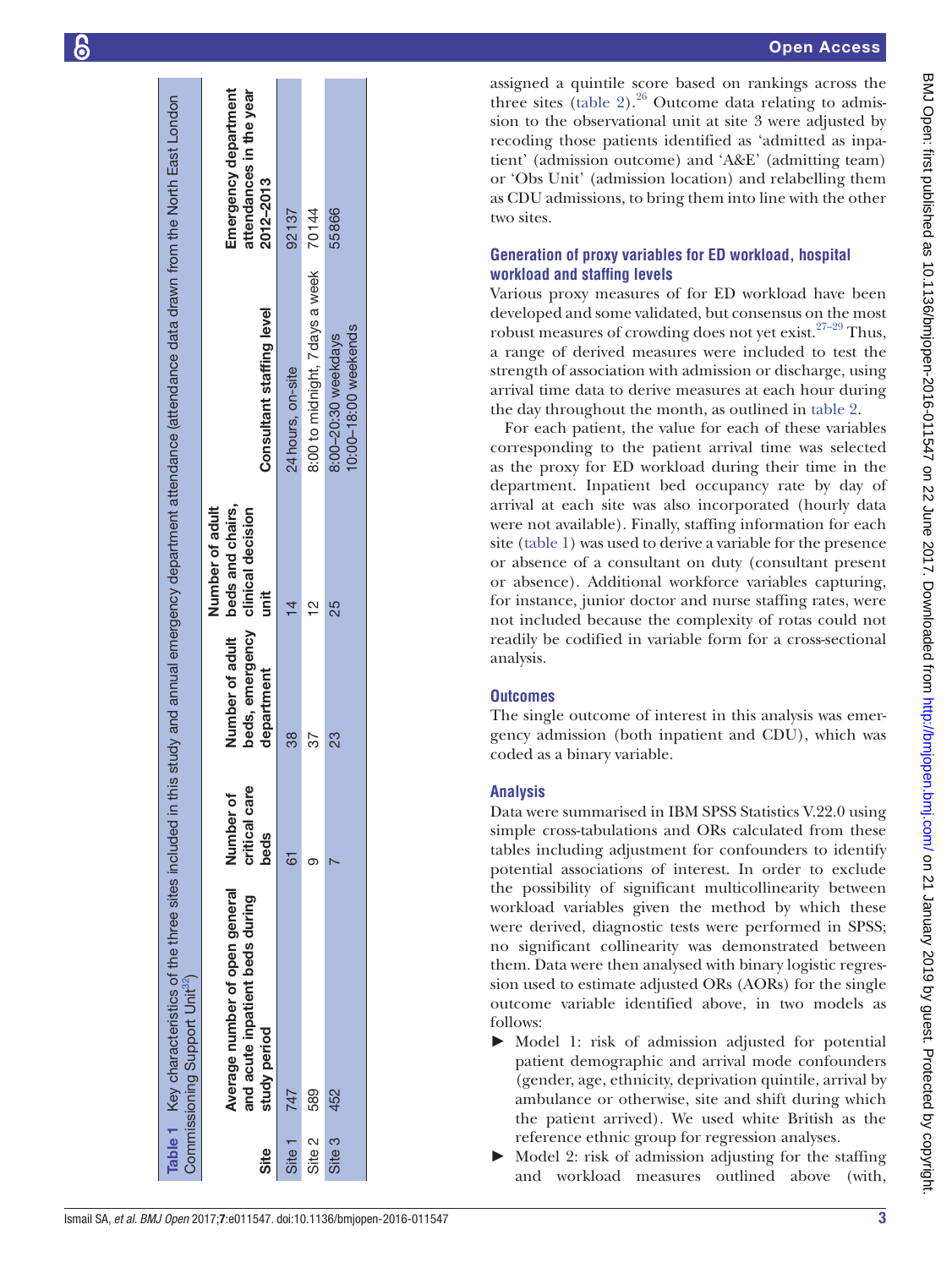**Table 1** Key characteristics of the three sites included in this study and annual emergency department attendance (attendance data drawn from the North East London Commissioning Support Unit[32])

| Site | Average number of open general and acute inpatient beds during study period | Number of critical care beds | Number of adult beds, emergency department | Number of adult beds and chairs, clinical decision unit | Consultant staffing level | Emergency department attendances in the year 2012–2013 |
|---|---|---|---|---|---|---|
| Site 1 | 747 | 61 | 38 | 14 | 24 hours, on-site | 92137 |
| Site 2 | 589 | 9 | 37 | 12 | 8:00 to midnight, 7 days a week | 70144 |
| Site 3 | 452 | 7 | 23 | 25 | 8:00–20:30 weekdays 10:00–18:00 weekends | 55866 |

assigned a quintile score based on rankings across the three sites (table 2).[26] Outcome data relating to admission to the observational unit at site 3 were adjusted by recoding those patients identified as 'admitted as inpatient' (admission outcome) and 'A&E' (admitting team) or 'Obs Unit' (admission location) and relabelling them as CDU admissions, to bring them into line with the other two sites.

### Generation of proxy variables for ED workload, hospital workload and staffing levels

Various proxy measures of for ED workload have been developed and some validated, but consensus on the most robust measures of crowding does not yet exist.[27–29] Thus, a range of derived measures were included to test the strength of association with admission or discharge, using arrival time data to derive measures at each hour during the day throughout the month, as outlined in table 2.

For each patient, the value for each of these variables corresponding to the patient arrival time was selected as the proxy for ED workload during their time in the department. Inpatient bed occupancy rate by day of arrival at each site was also incorporated (hourly data were not available). Finally, staffing information for each site (table 1) was used to derive a variable for the presence or absence of a consultant on duty (consultant present or absence). Additional workforce variables capturing, for instance, junior doctor and nurse staffing rates, were not included because the complexity of rotas could not readily be codified in variable form for a cross-sectional analysis.

### Outcomes

The single outcome of interest in this analysis was emergency admission (both inpatient and CDU), which was coded as a binary variable.

### Analysis

Data were summarised in IBM SPSS Statistics V.22.0 using simple cross-tabulations and ORs calculated from these tables including adjustment for confounders to identify potential associations of interest. In order to exclude the possibility of significant multicollinearity between workload variables given the method by which these were derived, diagnostic tests were performed in SPSS; no significant collinearity was demonstrated between them. Data were then analysed with binary logistic regression used to estimate adjusted ORs (AORs) for the single outcome variable identified above, in two models as follows:

- Model 1: risk of admission adjusted for potential patient demographic and arrival mode confounders (gender, age, ethnicity, deprivation quintile, arrival by ambulance or otherwise, site and shift during which the patient arrived). We used white British as the reference ethnic group for regression analyses.
- Model 2: risk of admission adjusting for the staffing and workload measures outlined above (with,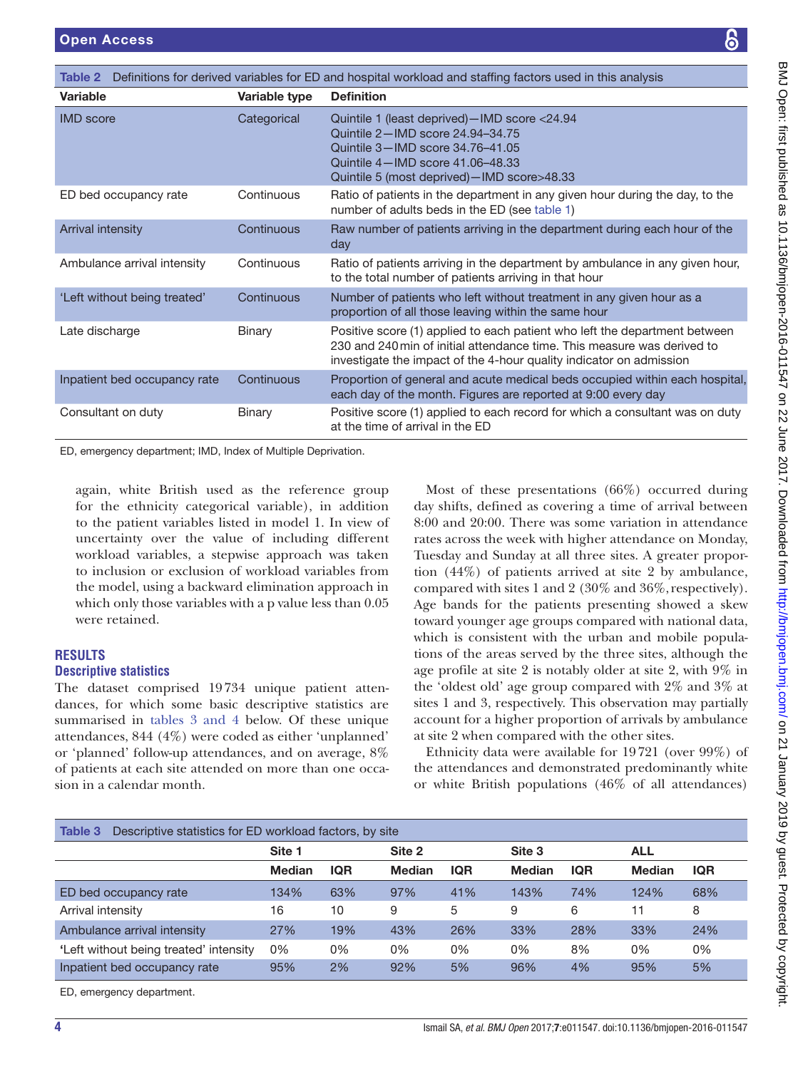Table 2 Definitions for derived variables for ED and hospital workload and staffing factors used in this analysis

| Variable | Variable type | Definition |
|---|---|---|
| IMD score | Categorical | Quintile 1 (least deprived)—IMD score <24.94<br>Quintile 2—IMD score 24.94–34.75<br>Quintile 3—IMD score 34.76–41.05<br>Quintile 4—IMD score 41.06–48.33<br>Quintile 5 (most deprived)—IMD score>48.33 |
| ED bed occupancy rate | Continuous | Ratio of patients in the department in any given hour during the day, to the number of adults beds in the ED (see table 1) |
| Arrival intensity | Continuous | Raw number of patients arriving in the department during each hour of the day |
| Ambulance arrival intensity | Continuous | Ratio of patients arriving in the department by ambulance in any given hour, to the total number of patients arriving in that hour |
| 'Left without being treated' | Continuous | Number of patients who left without treatment in any given hour as a proportion of all those leaving within the same hour |
| Late discharge | Binary | Positive score (1) applied to each patient who left the department between 230 and 240 min of initial attendance time. This measure was derived to investigate the impact of the 4-hour quality indicator on admission |
| Inpatient bed occupancy rate | Continuous | Proportion of general and acute medical beds occupied within each hospital, each day of the month. Figures are reported at 9:00 every day |
| Consultant on duty | Binary | Positive score (1) applied to each record for which a consultant was on duty at the time of arrival in the ED |

ED, emergency department; IMD, Index of Multiple Deprivation.

again, white British used as the reference group for the ethnicity categorical variable), in addition to the patient variables listed in model 1. In view of uncertainty over the value of including different workload variables, a stepwise approach was taken to inclusion or exclusion of workload variables from the model, using a backward elimination approach in which only those variables with a p value less than 0.05 were retained.

## RESULTS

### Descriptive statistics

The dataset comprised 19 734 unique patient attendances, for which some basic descriptive statistics are summarised in tables 3 and 4 below. Of these unique attendances, 844 (4%) were coded as either 'unplanned' or 'planned' follow-up attendances, and on average, 8% of patients at each site attended on more than one occasion in a calendar month.

Most of these presentations (66%) occurred during day shifts, defined as covering a time of arrival between 8:00 and 20:00. There was some variation in attendance rates across the week with higher attendance on Monday, Tuesday and Sunday at all three sites. A greater proportion (44%) of patients arrived at site 2 by ambulance, compared with sites 1 and 2 (30% and 36%, respectively). Age bands for the patients presenting showed a skew toward younger age groups compared with national data, which is consistent with the urban and mobile populations of the areas served by the three sites, although the age profile at site 2 is notably older at site 2, with 9% in the 'oldest old' age group compared with 2% and 3% at sites 1 and 3, respectively. This observation may partially account for a higher proportion of arrivals by ambulance at site 2 when compared with the other sites.

Ethnicity data were available for 19 721 (over 99%) of the attendances and demonstrated predominantly white or white British populations (46% of all attendances)

Table 3 Descriptive statistics for ED workload factors, by site

| | Site 1 | | Site 2 | | Site 3 | | ALL | |
|---|---|---|---|---|---|---|---|---|
| | Median | IQR | Median | IQR | Median | IQR | Median | IQR |
| ED bed occupancy rate | 134% | 63% | 97% | 41% | 143% | 74% | 124% | 68% |
| Arrival intensity | 16 | 10 | 9 | 5 | 9 | 6 | 11 | 8 |
| Ambulance arrival intensity | 27% | 19% | 43% | 26% | 33% | 28% | 33% | 24% |
| 'Left without being treated' intensity | 0% | 0% | 0% | 0% | 0% | 8% | 0% | 0% |
| Inpatient bed occupancy rate | 95% | 2% | 92% | 5% | 96% | 4% | 95% | 5% |

ED, emergency department.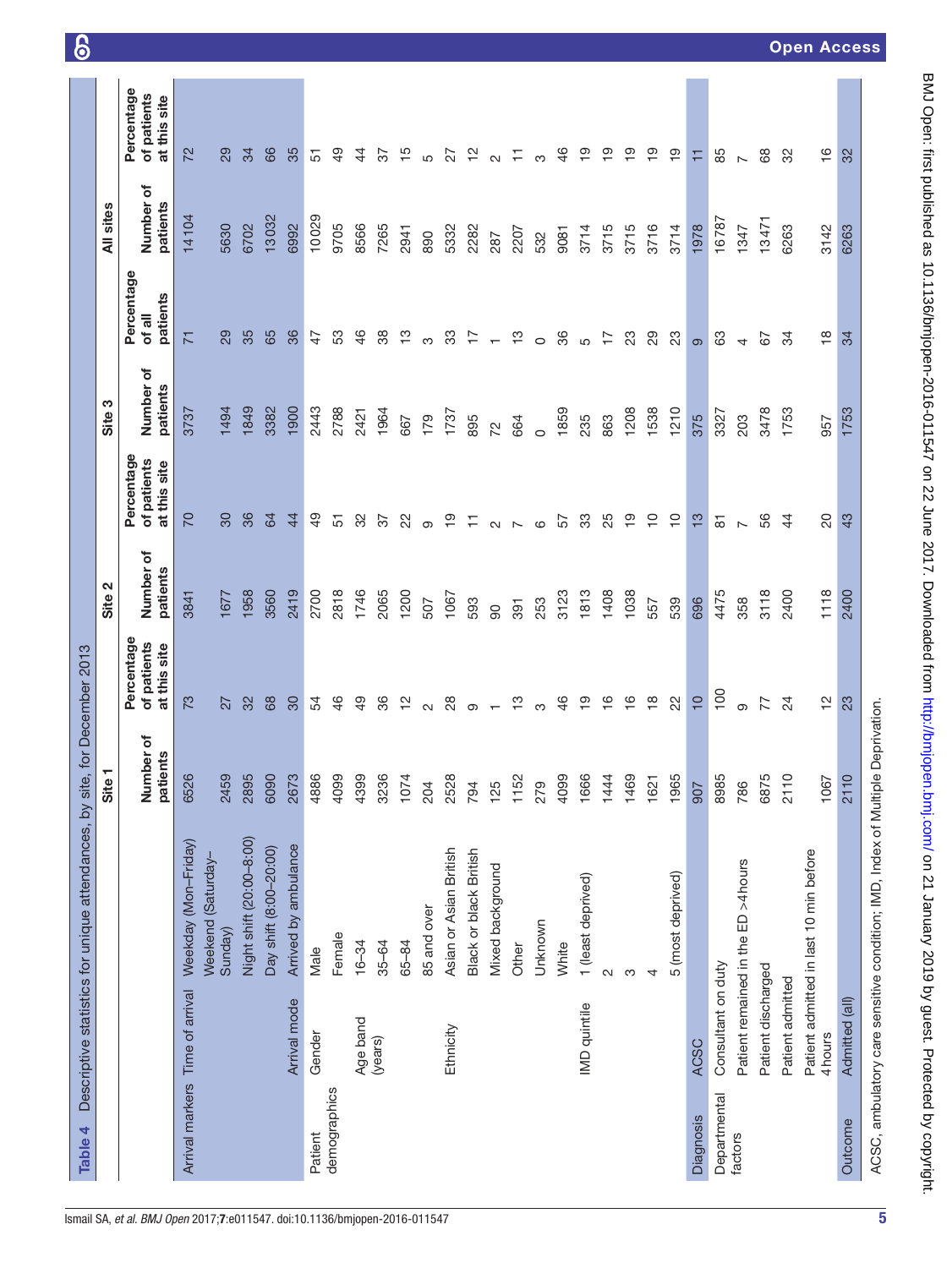**Table 4** Descriptive statistics for unique attendances, by site, for December 2013

| | | Site 1 | | Site 2 | | Site 3 | | All sites | |
|---|---|---|---|---|---|---|---|---|---|
| | | Number of patients | Percentage of patients at this site | Number of patients | Percentage of patients at this site | Number of patients | Percentage of all patients | Number of patients | Percentage of patients at this site |
| Arrival markers | Time of arrival | | | | | | | | |
| | Weekday (Mon–Friday) | 6526 | 73 | 3841 | 70 | 3737 | 71 | 14104 | 72 |
| | Weekend (Saturday–Sunday) | 2459 | 27 | 1677 | 30 | 1494 | 29 | 5630 | 29 |
| | Night shift (20:00–8:00) | 2895 | 32 | 1958 | 36 | 1849 | 35 | 6702 | 34 |
| | Day shift (8:00–20:00) | 6090 | 68 | 3560 | 64 | 3382 | 65 | 13032 | 66 |
| | Arrival mode: Arrived by ambulance | 2673 | 30 | 2419 | 44 | 1900 | 36 | 6992 | 35 |
| Patient demographics | Gender | | | | | | | | |
| | Male | 4886 | 54 | 2700 | 49 | 2443 | 47 | 10029 | 51 |
| | Female | 4099 | 46 | 2818 | 51 | 2788 | 53 | 9705 | 49 |
| | Age band (years) | | | | | | | | |
| | 16–34 | 4399 | 49 | 1746 | 32 | 2421 | 46 | 8566 | 44 |
| | 35–64 | 3236 | 36 | 2065 | 37 | 1964 | 38 | 7265 | 37 |
| | 65–84 | 1074 | 12 | 1200 | 22 | 667 | 13 | 2941 | 15 |
| | 85 and over | 204 | 2 | 507 | 9 | 179 | 3 | 890 | 5 |
| | Ethnicity | | | | | | | | |
| | Asian or Asian British | 2528 | 28 | 1067 | 19 | 1737 | 33 | 5332 | 27 |
| | Black or black British | 794 | 9 | 593 | 11 | 895 | 17 | 2282 | 12 |
| | Mixed background | 125 | 1 | 90 | 2 | 72 | 1 | 287 | 2 |
| | Other | 1152 | 13 | 391 | 7 | 664 | 13 | 2207 | 11 |
| | Unknown | 279 | 3 | 253 | 6 | 0 | 0 | 532 | 3 |
| | White | 4099 | 46 | 3123 | 57 | 1859 | 36 | 9081 | 46 |
| | IMD quintile | | | | | | | | |
| | 1 (least deprived) | 1666 | 19 | 1813 | 33 | 235 | 5 | 3714 | 19 |
| | 2 | 1444 | 16 | 1408 | 25 | 863 | 17 | 3715 | 19 |
| | 3 | 1469 | 16 | 1038 | 19 | 1208 | 23 | 3715 | 19 |
| | 4 | 1621 | 18 | 557 | 10 | 1538 | 29 | 3716 | 19 |
| | 5 (most deprived) | 1965 | 22 | 539 | 10 | 1210 | 23 | 3714 | 19 |
| Diagnosis | ACSC | 907 | 10 | 696 | 13 | 375 | 9 | 1978 | 11 |
| Departmental factors | Consultant on duty | 8985 | 100 | 4475 | 81 | 3327 | 63 | 16787 | 85 |
| | Patient remained in the ED >4 hours | 786 | 9 | 358 | 7 | 203 | 4 | 1347 | 7 |
| | Patient discharged | 6875 | 77 | 3118 | 56 | 3478 | 67 | 13471 | 68 |
| | Patient admitted | 2110 | 24 | 2400 | 44 | 1753 | 34 | 6263 | 32 |
| | Patient admitted in last 10 min before 4 hours | 1067 | 12 | 1118 | 20 | 957 | 18 | 3142 | 16 |
| Outcome | Admitted (all) | 2110 | 23 | 2400 | 43 | 1753 | 34 | 6263 | 32 |

ACSC, ambulatory care sensitive condition; IMD, Index of Multiple Deprivation.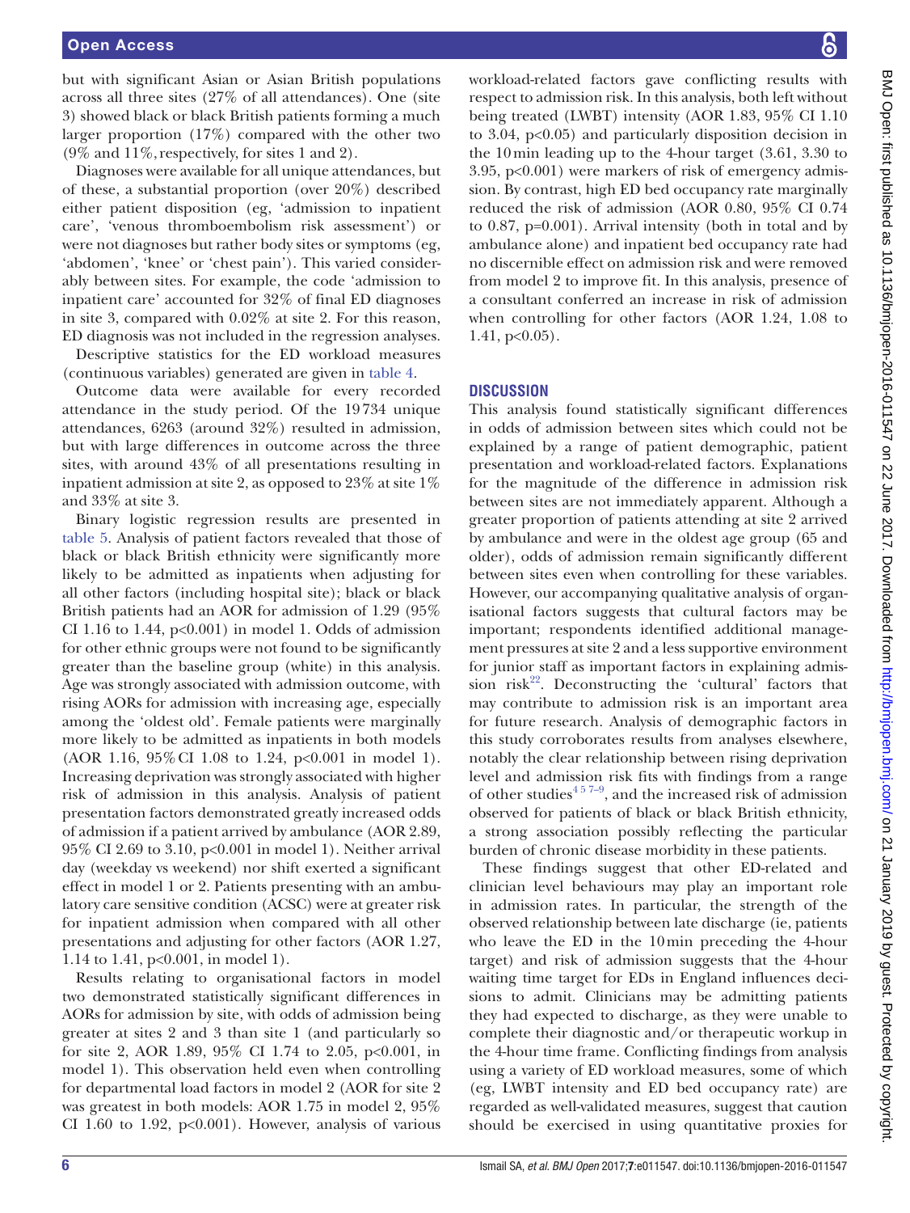but with significant Asian or Asian British populations across all three sites (27% of all attendances). One (site 3) showed black or black British patients forming a much larger proportion (17%) compared with the other two (9% and 11%, respectively, for sites 1 and 2).

Diagnoses were available for all unique attendances, but of these, a substantial proportion (over 20%) described either patient disposition (eg, 'admission to inpatient care', 'venous thromboembolism risk assessment') or were not diagnoses but rather body sites or symptoms (eg, 'abdomen', 'knee' or 'chest pain'). This varied considerably between sites. For example, the code 'admission to inpatient care' accounted for 32% of final ED diagnoses in site 3, compared with 0.02% at site 2. For this reason, ED diagnosis was not included in the regression analyses.

Descriptive statistics for the ED workload measures (continuous variables) generated are given in table 4.

Outcome data were available for every recorded attendance in the study period. Of the 19 734 unique attendances, 6263 (around 32%) resulted in admission, but with large differences in outcome across the three sites, with around 43% of all presentations resulting in inpatient admission at site 2, as opposed to 23% at site 1% and 33% at site 3.

Binary logistic regression results are presented in table 5. Analysis of patient factors revealed that those of black or black British ethnicity were significantly more likely to be admitted as inpatients when adjusting for all other factors (including hospital site); black or black British patients had an AOR for admission of 1.29 (95% CI 1.16 to 1.44, $p<0.001$) in model 1. Odds of admission for other ethnic groups were not found to be significantly greater than the baseline group (white) in this analysis. Age was strongly associated with admission outcome, with rising AORs for admission with increasing age, especially among the 'oldest old'. Female patients were marginally more likely to be admitted as inpatients in both models (AOR 1.16, 95% CI 1.08 to 1.24, $p<0.001$ in model 1). Increasing deprivation was strongly associated with higher risk of admission in this analysis. Analysis of patient presentation factors demonstrated greatly increased odds of admission if a patient arrived by ambulance (AOR 2.89, 95% CI 2.69 to 3.10, $p<0.001$ in model 1). Neither arrival day (weekday vs weekend) nor shift exerted a significant effect in model 1 or 2. Patients presenting with an ambulatory care sensitive condition (ACSC) were at greater risk for inpatient admission when compared with all other presentations and adjusting for other factors (AOR 1.27, 1.14 to 1.41, $p<0.001$, in model 1).

Results relating to organisational factors in model two demonstrated statistically significant differences in AORs for admission by site, with odds of admission being greater at sites 2 and 3 than site 1 (and particularly so for site 2, AOR 1.89, 95% CI 1.74 to 2.05, $p<0.001$, in model 1). This observation held even when controlling for departmental load factors in model 2 (AOR for site 2 was greatest in both models: AOR 1.75 in model 2, 95% CI 1.60 to 1.92, $p<0.001$). However, analysis of various workload-related factors gave conflicting results with respect to admission risk. In this analysis, both left without being treated (LWBT) intensity (AOR 1.83, 95% CI 1.10 to 3.04, $p<0.05$) and particularly disposition decision in the 10 min leading up to the 4-hour target (3.61, 3.30 to 3.95, $p<0.001$) were markers of risk of emergency admission. By contrast, high ED bed occupancy rate marginally reduced the risk of admission (AOR 0.80, 95% CI 0.74 to 0.87, $p=0.001$). Arrival intensity (both in total and by ambulance alone) and inpatient bed occupancy rate had no discernible effect on admission risk and were removed from model 2 to improve fit. In this analysis, presence of a consultant conferred an increase in risk of admission when controlling for other factors (AOR 1.24, 1.08 to 1.41, $p<0.05$).

## DISCUSSION

This analysis found statistically significant differences in odds of admission between sites which could not be explained by a range of patient demographic, patient presentation and workload-related factors. Explanations for the magnitude of the difference in admission risk between sites are not immediately apparent. Although a greater proportion of patients attending at site 2 arrived by ambulance and were in the oldest age group (65 and older), odds of admission remain significantly different between sites even when controlling for these variables. However, our accompanying qualitative analysis of organisational factors suggests that cultural factors may be important; respondents identified additional management pressures at site 2 and a less supportive environment for junior staff as important factors in explaining admission risk[22]. Deconstructing the 'cultural' factors that may contribute to admission risk is an important area for future research. Analysis of demographic factors in this study corroborates results from analyses elsewhere, notably the clear relationship between rising deprivation level and admission risk fits with findings from a range of other studies[4 5 7–9], and the increased risk of admission observed for patients of black or black British ethnicity, a strong association possibly reflecting the particular burden of chronic disease morbidity in these patients.

These findings suggest that other ED-related and clinician level behaviours may play an important role in admission rates. In particular, the strength of the observed relationship between late discharge (ie, patients who leave the ED in the 10 min preceding the 4-hour target) and risk of admission suggests that the 4-hour waiting time target for EDs in England influences decisions to admit. Clinicians may be admitting patients they had expected to discharge, as they were unable to complete their diagnostic and/or therapeutic workup in the 4-hour time frame. Conflicting findings from analysis using a variety of ED workload measures, some of which (eg, LWBT intensity and ED bed occupancy rate) are regarded as well-validated measures, suggest that caution should be exercised in using quantitative proxies for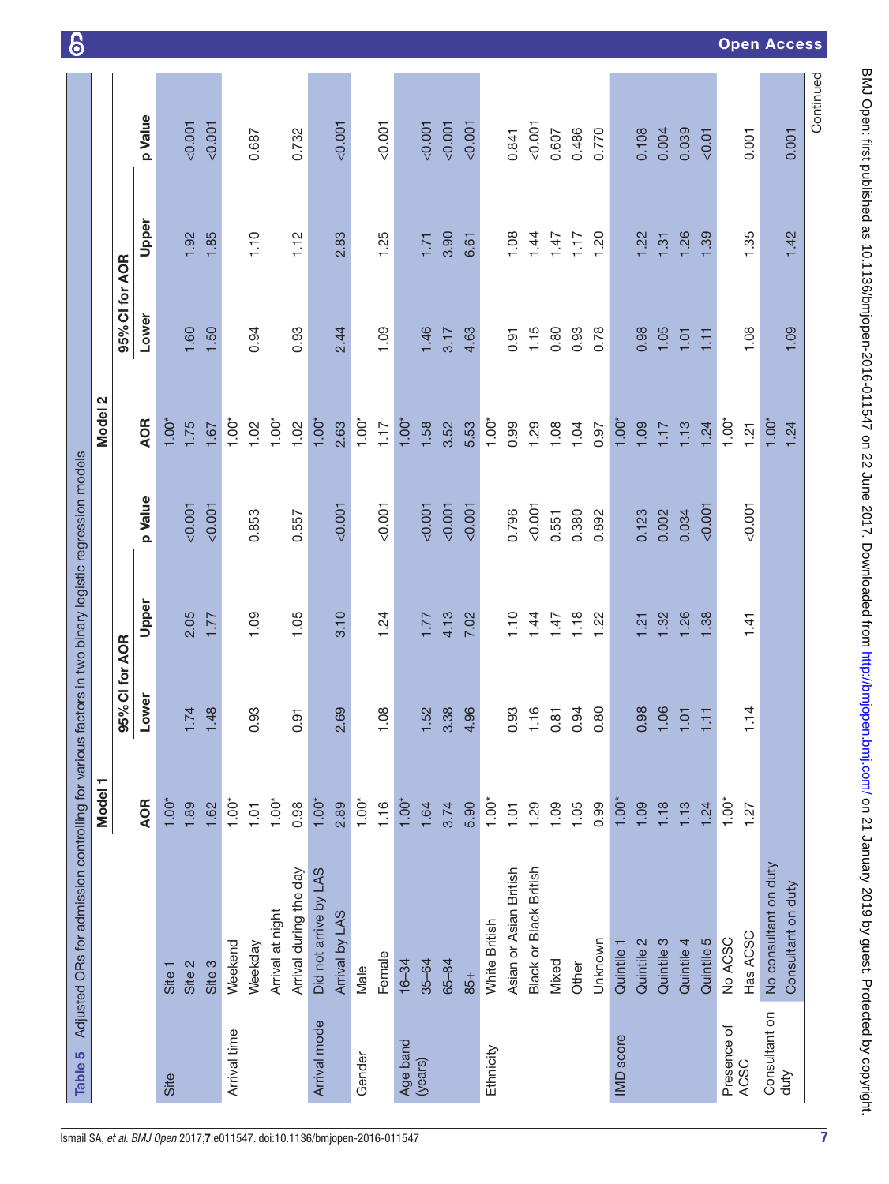**Table 5** Adjusted ORs for admission controlling for various factors in two binary logistic regression models

| | | Model 1 | | | | Model 2 | | | |
|---|---|---|---|---|---|---|---|---|---|
| | | | 95% CI for AOR | | | | 95% CI for AOR | | |
| | | AOR | Lower | Upper | p Value | AOR | Lower | Upper | p Value |
| Site | Site 1 | 1.00* | | | | 1.00* | | | |
| | Site 2 | 1.89 | 1.74 | 2.05 | <0.001 | 1.75 | 1.60 | 1.92 | <0.001 |
| | Site 3 | 1.62 | 1.48 | 1.77 | <0.001 | 1.67 | 1.50 | 1.85 | <0.001 |
| Arrival time | Weekend | 1.00* | | | | 1.00* | | | |
| | Weekday | 1.01 | 0.93 | 1.09 | 0.853 | 1.02 | 0.94 | 1.10 | 0.687 |
| | Arrival at night | 1.00* | | | | 1.00* | | | |
| | Arrival during the day | 0.98 | 0.91 | 1.05 | 0.557 | 1.02 | 0.93 | 1.12 | 0.732 |
| Arrival mode | Did not arrive by LAS | 1.00* | | | | 1.00* | | | |
| | Arrival by LAS | 2.89 | 2.69 | 3.10 | <0.001 | 2.63 | 2.44 | 2.83 | <0.001 |
| Gender | Male | 1.00* | | | | 1.00* | | | |
| | Female | 1.16 | 1.08 | 1.24 | <0.001 | 1.17 | 1.09 | 1.25 | <0.001 |
| Age band (years) | 16–34 | 1.00* | | | | 1.00* | | | |
| | 35–64 | 1.64 | 1.52 | 1.77 | <0.001 | 1.58 | 1.46 | 1.71 | <0.001 |
| | 65–84 | 3.74 | 3.38 | 4.13 | <0.001 | 3.52 | 3.17 | 3.90 | <0.001 |
| | 85+ | 5.90 | 4.96 | 7.02 | <0.001 | 5.53 | 4.63 | 6.61 | <0.001 |
| Ethnicity | White British | 1.00* | | | | 1.00* | | | |
| | Asian or Asian British | 1.01 | 0.93 | 1.10 | 0.796 | 0.99 | 0.91 | 1.08 | 0.841 |
| | Black or Black British | 1.29 | 1.16 | 1.44 | <0.001 | 1.29 | 1.15 | 1.44 | <0.001 |
| | Mixed | 1.09 | 0.81 | 1.47 | 0.551 | 1.08 | 0.80 | 1.47 | 0.607 |
| | Other | 1.05 | 0.94 | 1.18 | 0.380 | 1.04 | 0.93 | 1.17 | 0.486 |
| | Unknown | 0.99 | 0.80 | 1.22 | 0.892 | 0.97 | 0.78 | 1.20 | 0.770 |
| IMD score | Quintile 1 | 1.00* | | | | 1.00* | | | |
| | Quintile 2 | 1.09 | 0.98 | 1.21 | 0.123 | 1.09 | 0.98 | 1.22 | 0.108 |
| | Quintile 3 | 1.18 | 1.06 | 1.32 | 0.002 | 1.17 | 1.05 | 1.31 | 0.004 |
| | Quintile 4 | 1.13 | 1.01 | 1.26 | 0.034 | 1.13 | 1.01 | 1.26 | 0.039 |
| | Quintile 5 | 1.24 | 1.11 | 1.38 | <0.001 | 1.24 | 1.11 | 1.39 | <0.01 |
| Presence of ACSC | No ACSC | 1.00* | | | | 1.00* | | | |
| | Has ACSC | 1.27 | 1.14 | 1.41 | <0.001 | 1.21 | 1.08 | 1.35 | 0.001 |
| Consultant on duty | No consultant on duty | | | | | 1.00* | | | |
| | Consultant on duty | | | | | 1.24 | 1.09 | 1.42 | 0.001 |

Continued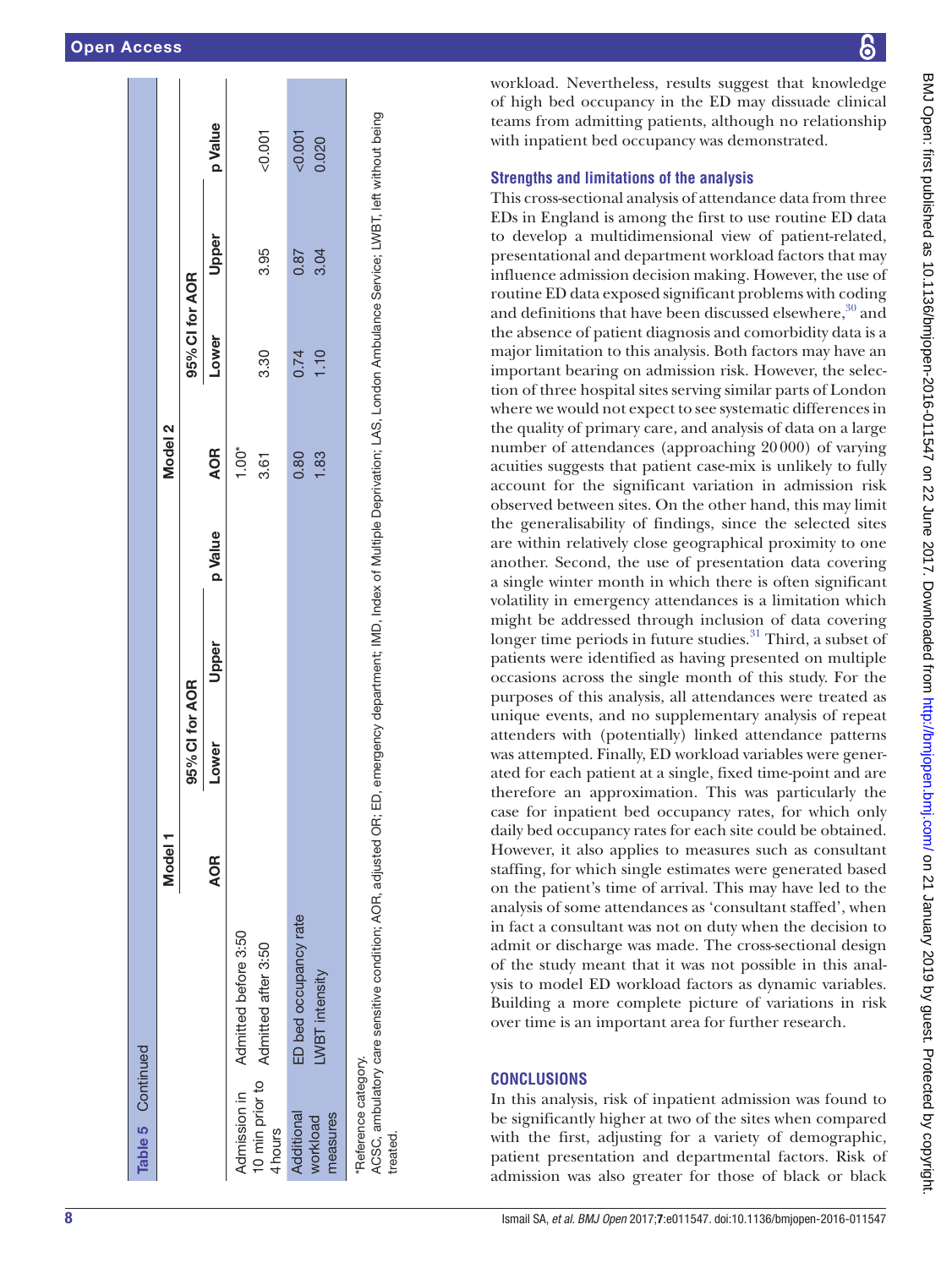**Table 5** Continued

| | | Model 1 | | | | Model 2 | | | |
|---|---|---|---|---|---|---|---|---|---|
| | | | 95% CI for AOR | | | | 95% CI for AOR | | |
| | | AOR | Lower | Upper | p Value | AOR | Lower | Upper | p Value |
| Admission in 10 min prior to 4 hours | Admitted before 3:50 | | | | | 1.00* | | | |
| | Admitted after 3:50 | | | | | 3.61 | 3.30 | 3.95 | <0.001 |
| Additional workload measures | ED bed occupancy rate | | | | | 0.80 | 0.74 | 0.87 | <0.001 |
| | LWBT intensity | | | | | 1.83 | 1.10 | 3.04 | 0.020 |

*Reference category.

ACSC, ambulatory care sensitive condition; AOR, adjusted OR; ED, emergency department; IMD, Index of Multiple Deprivation; LAS, London Ambulance Service; LWBT, left without being treated.

workload. Nevertheless, results suggest that knowledge of high bed occupancy in the ED may dissuade clinical teams from admitting patients, although no relationship with inpatient bed occupancy was demonstrated.

### Strengths and limitations of the analysis

This cross-sectional analysis of attendance data from three EDs in England is among the first to use routine ED data to develop a multidimensional view of patient-related, presentational and department workload factors that may influence admission decision making. However, the use of routine ED data exposed significant problems with coding and definitions that have been discussed elsewhere,[30] and the absence of patient diagnosis and comorbidity data is a major limitation to this analysis. Both factors may have an important bearing on admission risk. However, the selection of three hospital sites serving similar parts of London where we would not expect to see systematic differences in the quality of primary care, and analysis of data on a large number of attendances (approaching 20000) of varying acuities suggests that patient case-mix is unlikely to fully account for the significant variation in admission risk observed between sites. On the other hand, this may limit the generalisability of findings, since the selected sites are within relatively close geographical proximity to one another. Second, the use of presentation data covering a single winter month in which there is often significant volatility in emergency attendances is a limitation which might be addressed through inclusion of data covering longer time periods in future studies.[31] Third, a subset of patients were identified as having presented on multiple occasions across the single month of this study. For the purposes of this analysis, all attendances were treated as unique events, and no supplementary analysis of repeat attenders with (potentially) linked attendance patterns was attempted. Finally, ED workload variables were generated for each patient at a single, fixed time-point and are therefore an approximation. This was particularly the case for inpatient bed occupancy rates, for which only daily bed occupancy rates for each site could be obtained. However, it also applies to measures such as consultant staffing, for which single estimates were generated based on the patient's time of arrival. This may have led to the analysis of some attendances as 'consultant staffed', when in fact a consultant was not on duty when the decision to admit or discharge was made. The cross-sectional design of the study meant that it was not possible in this analysis to model ED workload factors as dynamic variables. Building a more complete picture of variations in risk over time is an important area for further research.

## CONCLUSIONS

In this analysis, risk of inpatient admission was found to be significantly higher at two of the sites when compared with the first, adjusting for a variety of demographic, patient presentation and departmental factors. Risk of admission was also greater for those of black or black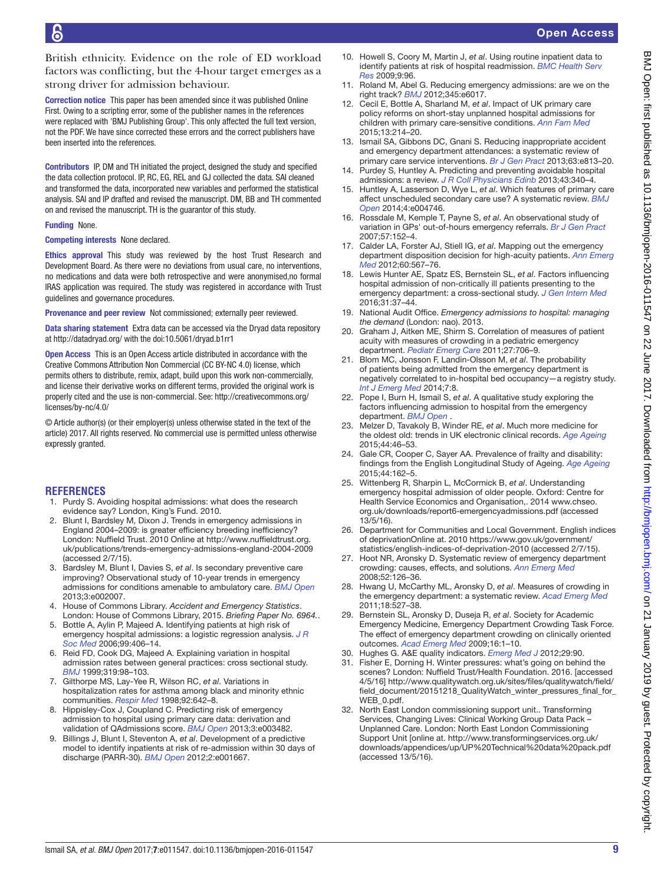British ethnicity. Evidence on the role of ED workload factors was conflicting, but the 4-hour target emerges as a strong driver for admission behaviour.

**Correction notice** This paper has been amended since it was published Online First. Owing to a scripting error, some of the publisher names in the references were replaced with 'BMJ Publishing Group'. This only affected the full text version, not the PDF. We have since corrected these errors and the correct publishers have been inserted into the references.

**Contributors** IP, DM and TH initiated the project, designed the study and specified the data collection protocol. IP, RC, EG, REL and GJ collected the data. SAI cleaned and transformed the data, incorporated new variables and performed the statistical analysis. SAI and IP drafted and revised the manuscript. DM, BB and TH commented on and revised the manuscript. TH is the guarantor of this study.

**Funding** None.

**Competing interests** None declared.

**Ethics approval** This study was reviewed by the host Trust Research and Development Board. As there were no deviations from usual care, no interventions, no medications and data were both retrospective and were anonymised,no formal IRAS application was required. The study was registered in accordance with Trust guidelines and governance procedures.

**Provenance and peer review** Not commissioned; externally peer reviewed.

**Data sharing statement** Extra data can be accessed via the Dryad data repository at http://datadryad.org/ with the doi:10.5061/dryad.b1rr1

**Open Access** This is an Open Access article distributed in accordance with the Creative Commons Attribution Non Commercial (CC BY-NC 4.0) license, which permits others to distribute, remix, adapt, build upon this work non-commercially, and license their derivative works on different terms, provided the original work is properly cited and the use is non-commercial. See: http://creativecommons.org/licenses/by-nc/4.0/

© Article author(s) (or their employer(s) unless otherwise stated in the text of the article) 2017. All rights reserved. No commercial use is permitted unless otherwise expressly granted.

## REFERENCES

1. Purdy S. Avoiding hospital admissions: what does the research evidence say? London, King's Fund. 2010.
2. Blunt I, Bardsley M, Dixon J. Trends in emergency admissions in England 2004–2009: is greater efficiency breeding inefficiency? London: Nuffield Trust. 2010 Online at http://www.nuffieldtrust.org.uk/publications/trends-emergency-admissions-england-2004-2009 (accessed 2/7/15).
3. Bardsley M, Blunt I, Davies S, *et al*. Is secondary preventive care improving? Observational study of 10-year trends in emergency admissions for conditions amenable to ambulatory care. *BMJ Open* 2013;3:e002007.
4. House of Commons Library. *Accident and Emergency Statistics*. London: House of Commons Library, 2015. *Briefing Paper No. 6964.*.
5. Bottle A, Aylin P, Majeed A. Identifying patients at high risk of emergency hospital admissions: a logistic regression analysis. *J R Soc Med* 2006;99:406–14.
6. Reid FD, Cook DG, Majeed A. Explaining variation in hospital admission rates between general practices: cross sectional study. *BMJ* 1999;319:98–103.
7. Gilthorpe MS, Lay-Yee R, Wilson RC, *et al*. Variations in hospitalization rates for asthma among black and minority ethnic communities. *Respir Med* 1998;92:642–8.
8. Hippisley-Cox J, Coupland C. Predicting risk of emergency admission to hospital using primary care data: derivation and validation of QAdmissions score. *BMJ Open* 2013;3:e003482.
9. Billings J, Blunt I, Steventon A, *et al*. Development of a predictive model to identify inpatients at risk of re-admission within 30 days of discharge (PARR-30). *BMJ Open* 2012;2:e001667.
10. Howell S, Coory M, Martin J, *et al*. Using routine inpatient data to identify patients at risk of hospital readmission. *BMC Health Serv Res* 2009;9:96.
11. Roland M, Abel G. Reducing emergency admissions: are we on the right track? *BMJ* 2012;345:e6017.
12. Cecil E, Bottle A, Sharland M, *et al*. Impact of UK primary care policy reforms on short-stay unplanned hospital admissions for children with primary care-sensitive conditions. *Ann Fam Med* 2015;13:214–20.
13. Ismail SA, Gibbons DC, Gnani S. Reducing inappropriate accident and emergency department attendances: a systematic review of primary care service interventions. *Br J Gen Pract* 2013;63:e813–20.
14. Purdey S, Huntley A. Predicting and preventing avoidable hospital admissions: a review. *J R Coll Physicians Edinb* 2013;43:340–4.
15. Huntley A, Lasserson D, Wye L, *et al*. Which features of primary care affect unscheduled secondary care use? A systematic review. *BMJ Open* 2014;4:e004746.
16. Rossdale M, Kemple T, Payne S, *et al*. An observational study of variation in GPs' out-of-hours emergency referrals. *Br J Gen Pract* 2007;57:152–4.
17. Calder LA, Forster AJ, Stiell IG, *et al*. Mapping out the emergency department disposition decision for high-acuity patients. *Ann Emerg Med* 2012;60:567–76.
18. Lewis Hunter AE, Spatz ES, Bernstein SL, *et al*. Factors influencing hospital admission of non-critically ill patients presenting to the emergency department: a cross-sectional study. *J Gen Intern Med* 2016;31:37–44.
19. National Audit Office. *Emergency admissions to hospital: managing the demand* (London: nao). 2013.
20. Graham J, Aitken ME, Shirm S. Correlation of measures of patient acuity with measures of crowding in a pediatric emergency department. *Pediatr Emerg Care* 2011;27:706–9.
21. Blom MC, Jonsson F, Landin-Olsson M, *et al*. The probability of patients being admitted from the emergency department is negatively correlated to in-hospital bed occupancy—a registry study. *Int J Emerg Med* 2014;7:8.
22. Pope I, Burn H, Ismail S, *et al*. A qualitative study exploring the factors influencing admission to hospital from the emergency department. *BMJ Open* .
23. Melzer D, Tavakoly B, Winder RE, *et al*. Much more medicine for the oldest old: trends in UK electronic clinical records. *Age Ageing* 2015;44:46–53.
24. Gale CR, Cooper C, Sayer AA. Prevalence of frailty and disability: findings from the English Longitudinal Study of Ageing. *Age Ageing* 2015;44:162–5.
25. Wittenberg R, Sharpin L, McCormick B, *et al*. Understanding emergency hospital admission of older people. Oxford: Centre for Health Service Economics and Organisation,. 2014 www.chseo.org.uk/downloads/report6-emergencyadmissions.pdf (accessed 13/5/16).
26. Department for Communities and Local Government. English indices of deprivationOnline at. 2010 https://www.gov.uk/government/statistics/english-indices-of-deprivation-2010 (accessed 2/7/15).
27. Hoot NR, Aronsky D. Systematic review of emergency department crowding: causes, effects, and solutions. *Ann Emerg Med* 2008;52:126–36.
28. Hwang U, McCarthy ML, Aronsky D, *et al*. Measures of crowding in the emergency department: a systematic review. *Acad Emerg Med* 2011;18:527–38.
29. Bernstein SL, Aronsky D, Duseja R, *et al*. Society for Academic Emergency Medicine, Emergency Department Crowding Task Force. The effect of emergency department crowding on clinically oriented outcomes. *Acad Emerg Med* 2009;16:1–10.
30. Hughes G. A&E quality indicators. *Emerg Med J* 2012;29:90.
31. Fisher E, Dorning H. Winter pressures: what's going on behind the scenes? London: Nuffield Trust/Health Foundation. 2016. [accessed 4/5/16] http://www.qualitywatch.org.uk/sites/files/qualitywatch/field/field_document/20151218_QualityWatch_winter_pressures_final_for_WEB_0.pdf.
32. North East London commissioning support unit.. Transforming Services, Changing Lives: Clinical Working Group Data Pack – Unplanned Care. London: North East London Commissioning Support Unit [online at. http://www.transformingservices.org.uk/downloads/appendices/up/UP%20Technical%20data%20pack.pdf (accessed 13/5/16).